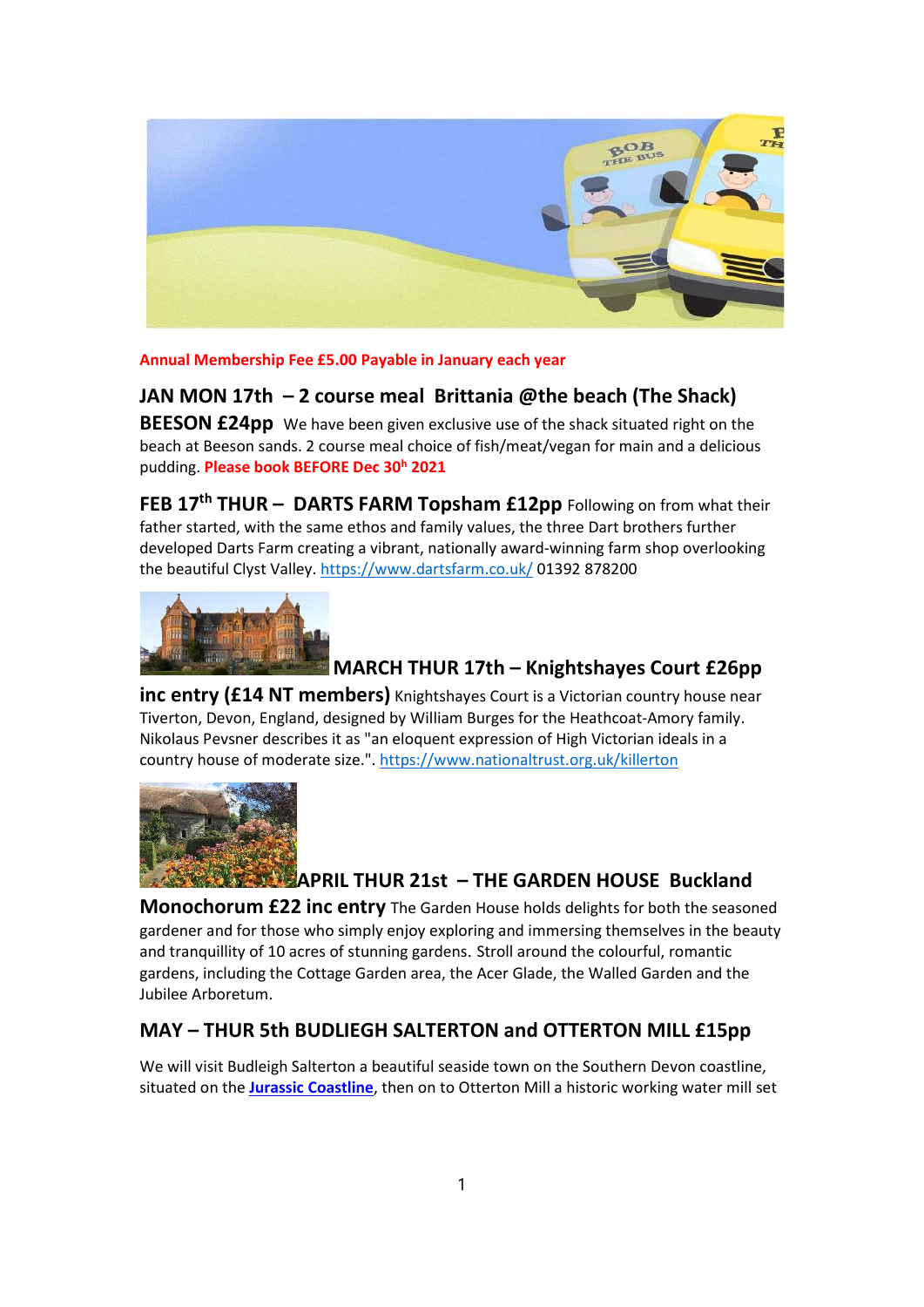**Annual Membership Fee £5.00 Payable in January each year**

**JAN MON 17th – 2 course meal Brittania @the beach (The Shack) BEESON £24pp** We have been given exclusive use of the shack situated right on the beach at Beeson sands. 2 course meal choice of fish/meat/vegan for main and a delicious pudding. **Please book BEFORE Dec 30h 2021**

**FEB 17th THUR – DARTS FARM Topsham £12pp** Following on from what their father started, with the same ethos and family values, the three Dart brothers further developed Darts Farm creating a vibrant, nationally award-winning farm shop overlooking the beautiful Clyst Valley. https://www.dartsfarm.co.uk/ 01392 878200

**MARCH THUR 17th – Knightshayes Court £26pp inc entry (£14 NT members)** Knightshayes Court is a Victorian country house near Tiverton, Devon, England, designed by William Burges for the Heathcoat-Amory family. Nikolaus Pevsner describes it as "an eloquent expression of High Victorian ideals in a country house of moderate size.". https://www.nationaltrust.org.uk/killerton

**APRIL THUR 21st – THE GARDEN HOUSE Buckland Monochorum £22 inc entry** The Garden House holds delights for both the seasoned gardener and for those who simply enjoy exploring and immersing themselves in the beauty and tranquillity of 10 acres of stunning gardens. Stroll around the colourful, romantic gardens, including the Cottage Garden area, the Acer Glade, the Walled Garden and the Jubilee Arboretum.

**MAY – THUR 5th BUDLIEGH SALTERTON and OTTERTON MILL £15pp**

We will visit Budleigh Salterton a beautiful seaside town on the Southern Devon coastline, situated on the **Jurassic Coastline**, then on to Otterton Mill a historic working water mill set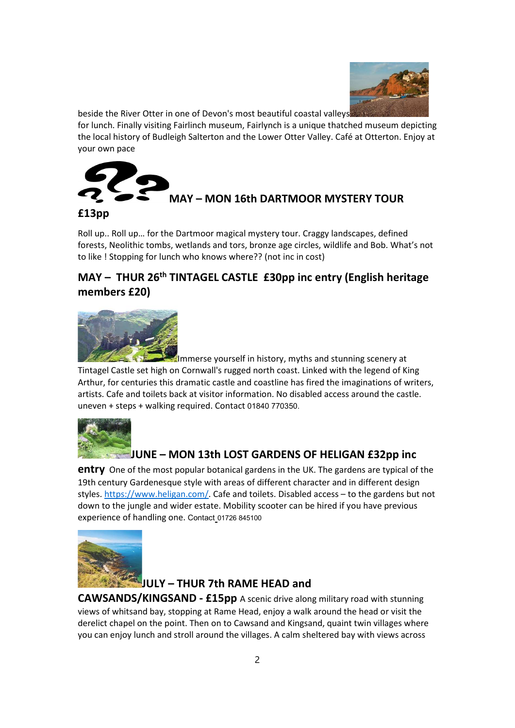beside the River Otter in one of Devon's most beautiful coastal valleys for lunch. Finally visiting Fairlinch museum, Fairlynch is a unique thatched museum depicting the local history of Budleigh Salterton and the Lower Otter Valley. Café at Otterton. Enjoy at your own pace

## MAY – MON 16th DARTMOOR MYSTERY TOUR £13pp

Roll up.. Roll up… for the Dartmoor magical mystery tour. Craggy landscapes, defined forests, Neolithic tombs, wetlands and tors, bronze age circles, wildlife and Bob. What's not to like ! Stopping for lunch who knows where?? (not inc in cost)

## MAY – THUR 26th TINTAGEL CASTLE £30pp inc entry (English heritage members £20)

Immerse yourself in history, myths and stunning scenery at Tintagel Castle set high on Cornwall's rugged north coast. Linked with the legend of King Arthur, for centuries this dramatic castle and coastline has fired the imaginations of writers, artists. Cafe and toilets back at visitor information. No disabled access around the castle. uneven + steps + walking required. Contact 01840 770350.

## JUNE – MON 13th LOST GARDENS OF HELIGAN £32pp inc entry

One of the most popular botanical gardens in the UK. The gardens are typical of the 19th century Gardenesque style with areas of different character and in different design styles. https://www.heligan.com/. Cafe and toilets. Disabled access – to the gardens but not down to the jungle and wider estate. Mobility scooter can be hired if you have previous experience of handling one. Contact 01726 845100

## JULY – THUR 7th RAME HEAD and CAWSANDS/KINGSAND - £15pp

A scenic drive along military road with stunning views of whitsand bay, stopping at Rame Head, enjoy a walk around the head or visit the derelict chapel on the point. Then on to Cawsand and Kingsand, quaint twin villages where you can enjoy lunch and stroll around the villages. A calm sheltered bay with views across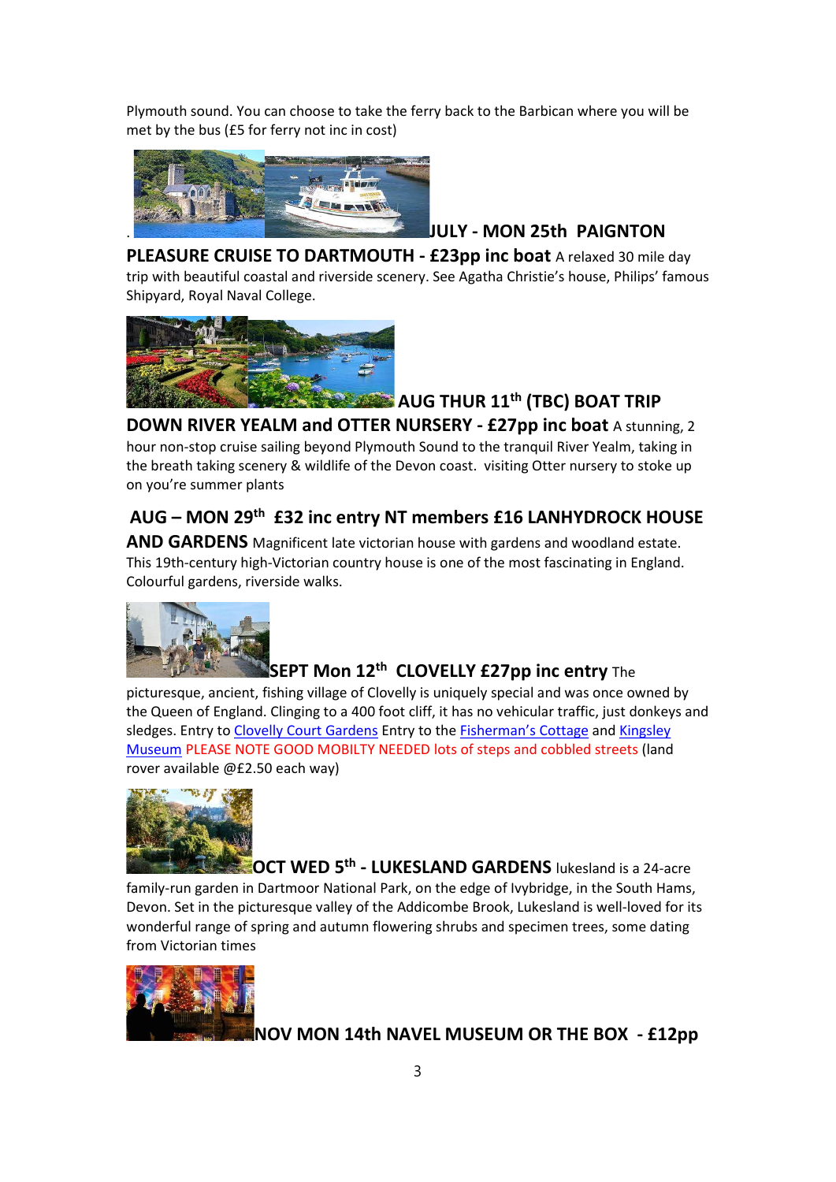Plymouth sound. You can choose to take the ferry back to the Barbican where you will be met by the bus (£5 for ferry not inc in cost)

. **JULY - MON 25th PAIGNTON PLEASURE CRUISE TO DARTMOUTH - £23pp inc boat** A relaxed 30 mile day trip with beautiful coastal and riverside scenery. See Agatha Christie's house, Philips' famous Shipyard, Royal Naval College.

**AUG THUR 11th (TBC) BOAT TRIP DOWN RIVER YEALM and OTTER NURSERY - £27pp inc boat** A stunning, 2 hour non-stop cruise sailing beyond Plymouth Sound to the tranquil River Yealm, taking in the breath taking scenery & wildlife of the Devon coast. visiting Otter nursery to stoke up on you're summer plants

**AUG – MON 29th £32 inc entry NT members £16 LANHYDROCK HOUSE AND GARDENS** Magnificent late victorian house with gardens and woodland estate. This 19th-century high-Victorian country house is one of the most fascinating in England. Colourful gardens, riverside walks.

**SEPT Mon 12th CLOVELLY £27pp inc entry** The picturesque, ancient, fishing village of Clovelly is uniquely special and was once owned by the Queen of England. Clinging to a 400 foot cliff, it has no vehicular traffic, just donkeys and sledges. Entry to Clovelly Court Gardens Entry to the Fisherman's Cottage and Kingsley Museum PLEASE NOTE GOOD MOBILTY NEEDED lots of steps and cobbled streets (land rover available @£2.50 each way)

**OCT WED 5th - LUKESLAND GARDENS** lukesland is a 24-acre family-run garden in Dartmoor National Park, on the edge of Ivybridge, in the South Hams, Devon. Set in the picturesque valley of the Addicombe Brook, Lukesland is well-loved for its wonderful range of spring and autumn flowering shrubs and specimen trees, some dating from Victorian times

**NOV MON 14th NAVEL MUSEUM OR THE BOX - £12pp**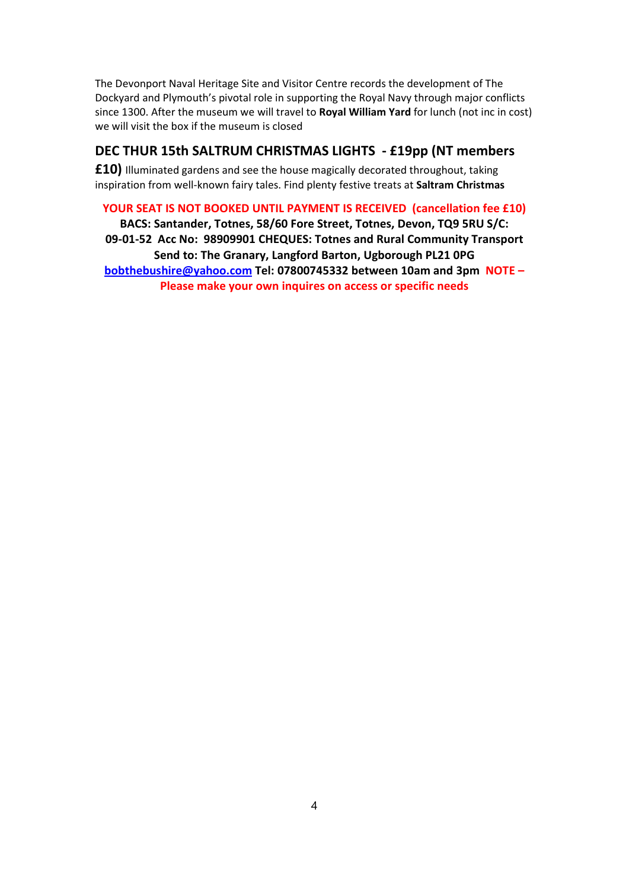The Devonport Naval Heritage Site and Visitor Centre records the development of The Dockyard and Plymouth's pivotal role in supporting the Royal Navy through major conflicts since 1300. After the museum we will travel to **Royal William Yard** for lunch (not inc in cost) we will visit the box if the museum is closed

## DEC THUR 15th SALTRUM CHRISTMAS LIGHTS - £19pp (NT members £10)

Illuminated gardens and see the house magically decorated throughout, taking inspiration from well-known fairy tales. Find plenty festive treats at **Saltram Christmas**

**YOUR SEAT IS NOT BOOKED UNTIL PAYMENT IS RECEIVED (cancellation fee £10)**
**BACS: Santander, Totnes, 58/60 Fore Street, Totnes, Devon, TQ9 5RU S/C: 09-01-52 Acc No: 98909901 CHEQUES: Totnes and Rural Community Transport Send to: The Granary, Langford Barton, Ugborough PL21 0PG**
**bobthebushire@yahoo.com Tel: 07800745332 between 10am and 3pm NOTE – Please make your own inquires on access or specific needs**